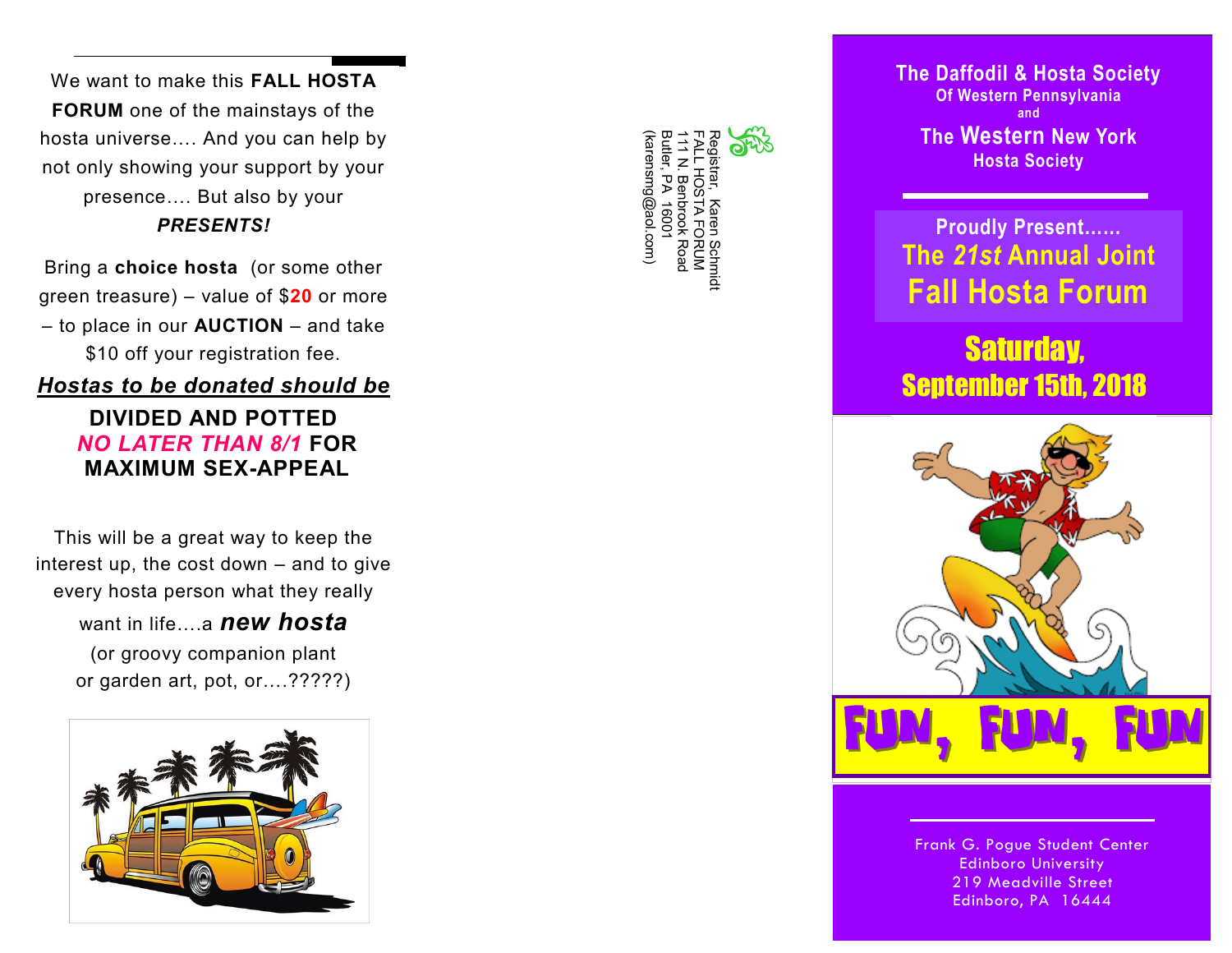We want to make this **FALL HOSTA FORUM** one of the mainstays of the hosta universe…. And you can help by not only showing your support by your presence…. But also by your ***PRESENTS!***

Bring a **choice hosta** (or some other green treasure) – value of $**20** or more – to place in our **AUCTION** – and take $10 off your registration fee.

***Hostas to be donated should be***

**DIVIDED AND POTTED *NO LATER THAN 8/1* FOR MAXIMUM SEX-APPEAL**

This will be a great way to keep the interest up, the cost down – and to give every hosta person what they really want in life….a ***new hosta*** (or groovy companion plant or garden art, pot, or….?????)

Registrar, Karen Schmidt
FALL HOSTA FORUM
111 N. Benbrook Road
Butler, PA 16001
(karensmg@aol.com)

## The Daffodil & Hosta Society Of Western Pennsylvania and The Western New York Hosta Society

Proudly Present......

# The *21st* Annual Joint Fall Hosta Forum

## Saturday, September 15th, 2018

FUN, FUN, FUN

Frank G. Pogue Student Center
Edinboro University
219 Meadville Street
Edinboro, PA 16444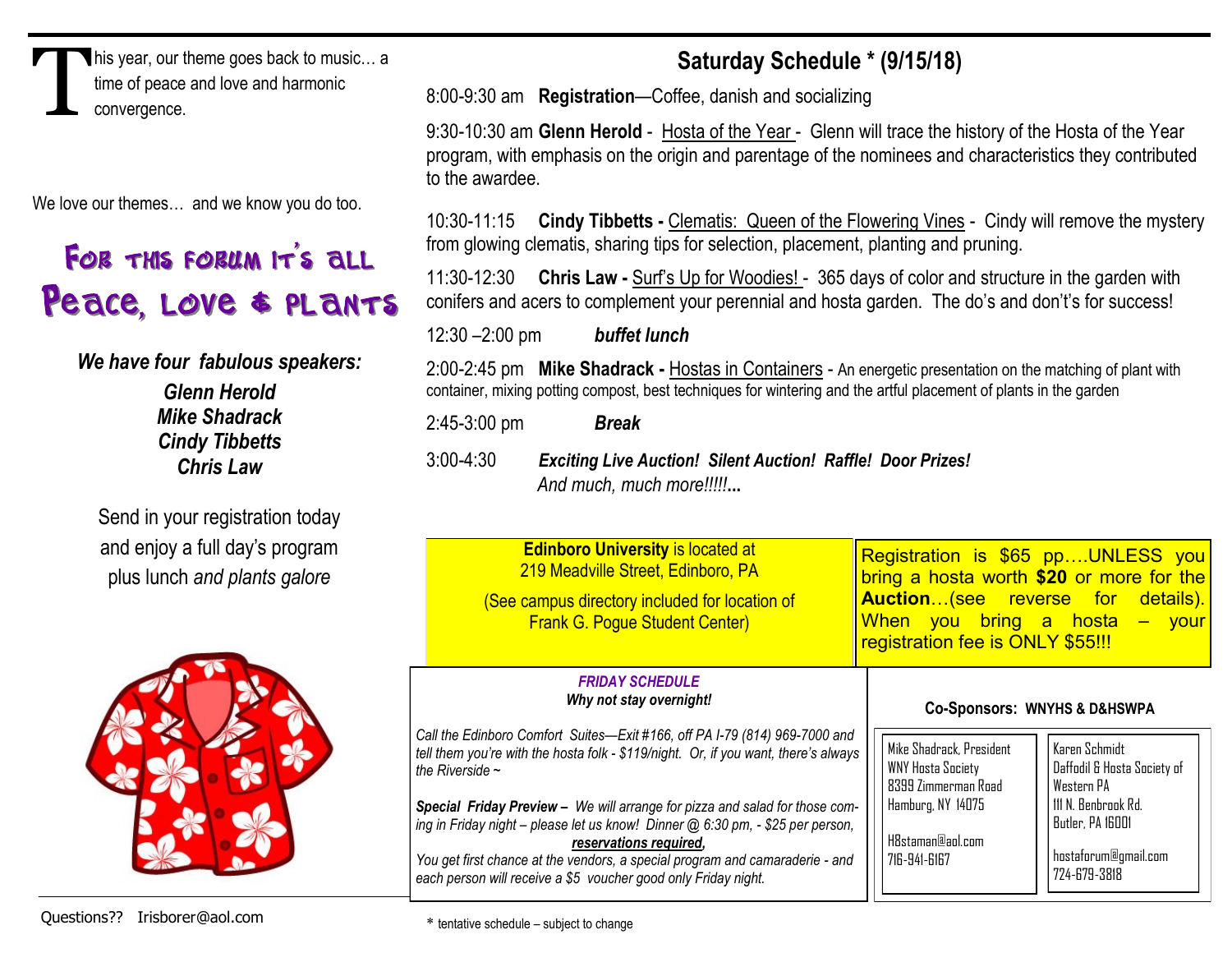This year, our theme goes back to music… a time of peace and love and harmonic convergence.

We love our themes… and we know you do too.

## For this forum it's all Peace, Love & Plants

***We have four fabulous speakers:***

***Glenn Herold***
***Mike Shadrack***
***Cindy Tibbetts***
***Chris Law***

Send in your registration today and enjoy a full day's program plus lunch *and plants galore*

Questions?? Irisborer@aol.com

## Saturday Schedule * (9/15/18)

8:00-9:30 am **Registration**—Coffee, danish and socializing

9:30-10:30 am **Glenn Herold** - Hosta of the Year - Glenn will trace the history of the Hosta of the Year program, with emphasis on the origin and parentage of the nominees and characteristics they contributed to the awardee.

10:30-11:15 **Cindy Tibbetts -** Clematis: Queen of the Flowering Vines - Cindy will remove the mystery from glowing clematis, sharing tips for selection, placement, planting and pruning.

11:30-12:30 **Chris Law -** Surf's Up for Woodies! - 365 days of color and structure in the garden with conifers and acers to complement your perennial and hosta garden. The do's and don't's for success!

12:30 –2:00 pm ***buffet lunch***

2:00-2:45 pm **Mike Shadrack -** Hostas in Containers - An energetic presentation on the matching of plant with container, mixing potting compost, best techniques for wintering and the artful placement of plants in the garden

2:45-3:00 pm ***Break***

3:00-4:30 ***Exciting Live Auction! Silent Auction! Raffle! Door Prizes!***
*And much, much more!!!!!*...

**Edinboro University** is located at 219 Meadville Street, Edinboro, PA

(See campus directory included for location of Frank G. Pogue Student Center)

Registration is $65 pp….UNLESS you bring a hosta worth **$20** or more for the **Auction**…(see reverse for details). When you bring a hosta – your registration fee is ONLY $55!!!

***FRIDAY SCHEDULE***
***Why not stay overnight!***

*Call the Edinboro Comfort Suites—Exit #166, off PA I-79 (814) 969-7000 and tell them you're with the hosta folk - $119/night. Or, if you want, there's always the Riverside ~*

***Special Friday Preview –*** *We will arrange for pizza and salad for those coming in Friday night – please let us know! Dinner @ 6:30 pm, - $25 per person,* ***reservations required,*** *You get first chance at the vendors, a special program and camaraderie - and each person will receive a $5 voucher good only Friday night.*

**Co-Sponsors: WNYHS & D&HSWPA**

Mike Shadrack, President
WNY Hosta Society
8399 Zimmerman Road
Hamburg, NY 14075

H8staman@aol.com
716-941-6167

Karen Schmidt
Daffodil & Hosta Society of Western PA
111 N. Benbrook Rd.
Butler, PA 16001

hostaforum@gmail.com
724-679-3818

\* tentative schedule – subject to change